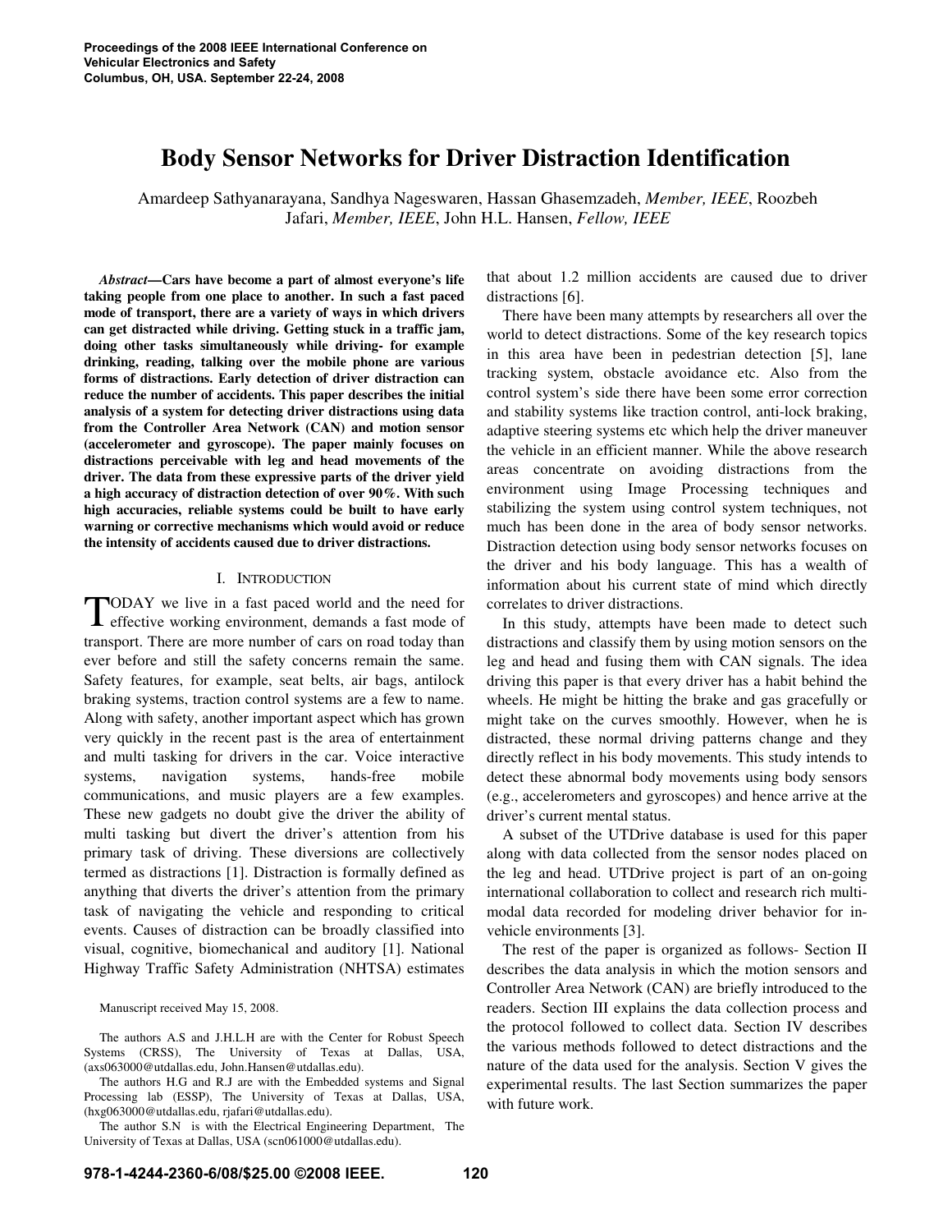# Body Sensor Networks for Driver Distraction Identification

Amardeep Sathyanarayana, Sandhya Nageswaren, Hassan Ghasemzadeh, *Member, IEEE*, Roozbeh Jafari, *Member, IEEE*, John H.L. Hansen, *Fellow, IEEE*

***Abstract*—Cars have become a part of almost everyone's life taking people from one place to another. In such a fast paced mode of transport, there are a variety of ways in which drivers can get distracted while driving. Getting stuck in a traffic jam, doing other tasks simultaneously while driving- for example drinking, reading, talking over the mobile phone are various forms of distractions. Early detection of driver distraction can reduce the number of accidents. This paper describes the initial analysis of a system for detecting driver distractions using data from the Controller Area Network (CAN) and motion sensor (accelerometer and gyroscope). The paper mainly focuses on distractions perceivable with leg and head movements of the driver. The data from these expressive parts of the driver yield a high accuracy of distraction detection of over 90%. With such high accuracies, reliable systems could be built to have early warning or corrective mechanisms which would avoid or reduce the intensity of accidents caused due to driver distractions.**

## I. Introduction

TODAY we live in a fast paced world and the need for effective working environment, demands a fast mode of transport. There are more number of cars on road today than ever before and still the safety concerns remain the same. Safety features, for example, seat belts, air bags, antilock braking systems, traction control systems are a few to name. Along with safety, another important aspect which has grown very quickly in the recent past is the area of entertainment and multi tasking for drivers in the car. Voice interactive systems, navigation systems, hands-free mobile communications, and music players are a few examples. These new gadgets no doubt give the driver the ability of multi tasking but divert the driver's attention from his primary task of driving. These diversions are collectively termed as distractions [1]. Distraction is formally defined as anything that diverts the driver's attention from the primary task of navigating the vehicle and responding to critical events. Causes of distraction can be broadly classified into visual, cognitive, biomechanical and auditory [1]. National Highway Traffic Safety Administration (NHTSA) estimates that about 1.2 million accidents are caused due to driver distractions [6].

There have been many attempts by researchers all over the world to detect distractions. Some of the key research topics in this area have been in pedestrian detection [5], lane tracking system, obstacle avoidance etc. Also from the control system's side there have been some error correction and stability systems like traction control, anti-lock braking, adaptive steering systems etc which help the driver maneuver the vehicle in an efficient manner. While the above research areas concentrate on avoiding distractions from the environment using Image Processing techniques and stabilizing the system using control system techniques, not much has been done in the area of body sensor networks. Distraction detection using body sensor networks focuses on the driver and his body language. This has a wealth of information about his current state of mind which directly correlates to driver distractions.

In this study, attempts have been made to detect such distractions and classify them by using motion sensors on the leg and head and fusing them with CAN signals. The idea driving this paper is that every driver has a habit behind the wheels. He might be hitting the brake and gas gracefully or might take on the curves smoothly. However, when he is distracted, these normal driving patterns change and they directly reflect in his body movements. This study intends to detect these abnormal body movements using body sensors (e.g., accelerometers and gyroscopes) and hence arrive at the driver's current mental status.

A subset of the UTDrive database is used for this paper along with data collected from the sensor nodes placed on the leg and head. UTDrive project is part of an on-going international collaboration to collect and research rich multi-modal data recorded for modeling driver behavior for in-vehicle environments [3].

The rest of the paper is organized as follows- Section II describes the data analysis in which the motion sensors and Controller Area Network (CAN) are briefly introduced to the readers. Section III explains the data collection process and the protocol followed to collect data. Section IV describes the various methods followed to detect distractions and the nature of the data used for the analysis. Section V gives the experimental results. The last Section summarizes the paper with future work.

Manuscript received May 15, 2008.

The authors A.S and J.H.L.H are with the Center for Robust Speech Systems (CRSS), The University of Texas at Dallas, USA, (axs063000@utdallas.edu, John.Hansen@utdallas.edu).

The authors H.G and R.J are with the Embedded systems and Signal Processing lab (ESSP), The University of Texas at Dallas, USA, (hxg063000@utdallas.edu, rjafari@utdallas.edu).

The author S.N is with the Electrical Engineering Department, The University of Texas at Dallas, USA (scn061000@utdallas.edu).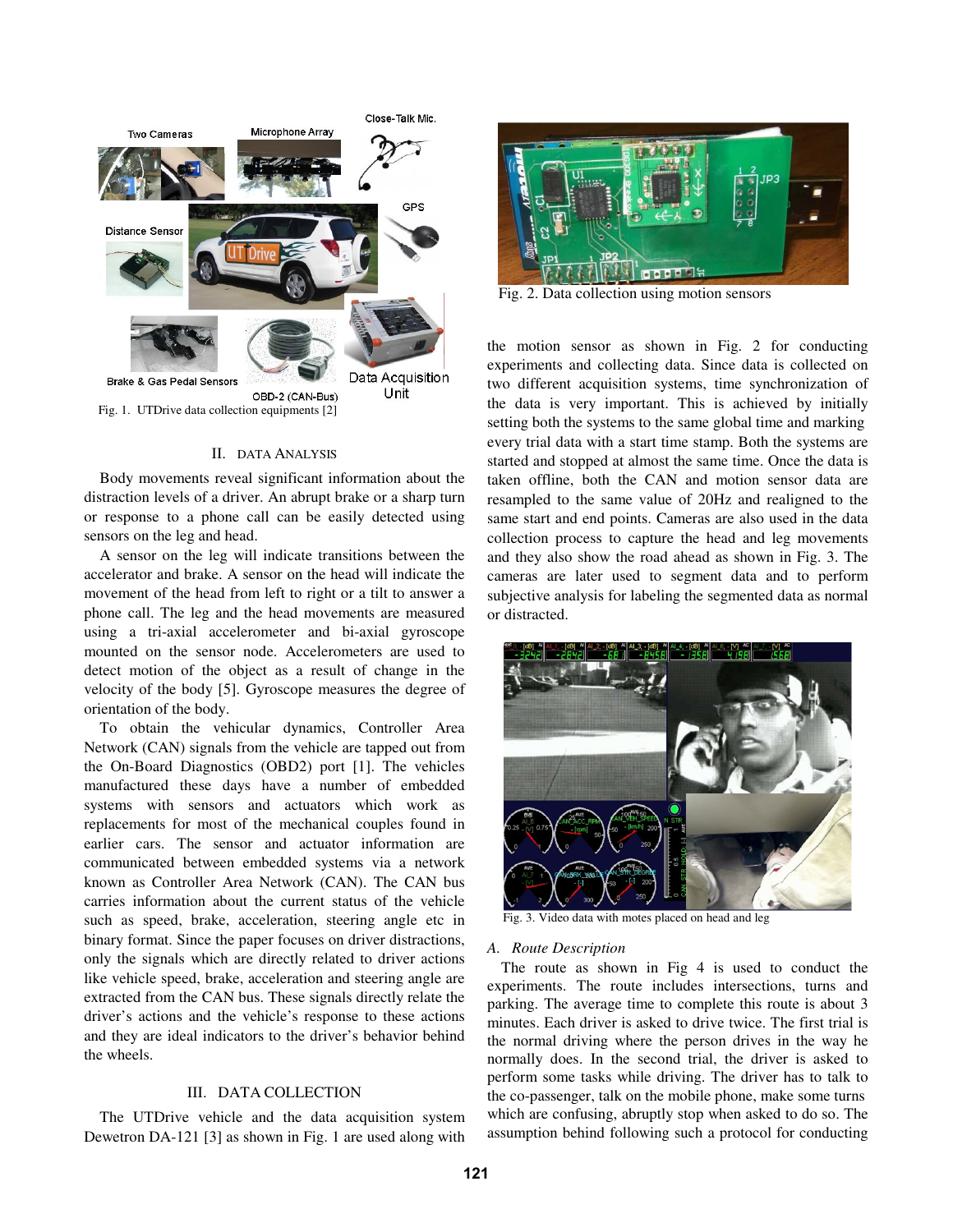Fig. 1. UTDrive data collection equipments [2]

## II. DATA ANALYSIS

Body movements reveal significant information about the distraction levels of a driver. An abrupt brake or a sharp turn or response to a phone call can be easily detected using sensors on the leg and head.

A sensor on the leg will indicate transitions between the accelerator and brake. A sensor on the head will indicate the movement of the head from left to right or a tilt to answer a phone call. The leg and the head movements are measured using a tri-axial accelerometer and bi-axial gyroscope mounted on the sensor node. Accelerometers are used to detect motion of the object as a result of change in the velocity of the body [5]. Gyroscope measures the degree of orientation of the body.

To obtain the vehicular dynamics, Controller Area Network (CAN) signals from the vehicle are tapped out from the On-Board Diagnostics (OBD2) port [1]. The vehicles manufactured these days have a number of embedded systems with sensors and actuators which work as replacements for most of the mechanical couples found in earlier cars. The sensor and actuator information are communicated between embedded systems via a network known as Controller Area Network (CAN). The CAN bus carries information about the current status of the vehicle such as speed, brake, acceleration, steering angle etc in binary format. Since the paper focuses on driver distractions, only the signals which are directly related to driver actions like vehicle speed, brake, acceleration and steering angle are extracted from the CAN bus. These signals directly relate the driver's actions and the vehicle's response to these actions and they are ideal indicators to the driver's behavior behind the wheels.

## III. DATA COLLECTION

The UTDrive vehicle and the data acquisition system Dewetron DA-121 [3] as shown in Fig. 1 are used along with the motion sensor as shown in Fig. 2 for conducting experiments and collecting data. Since data is collected on two different acquisition systems, time synchronization of the data is very important. This is achieved by initially setting both the systems to the same global time and marking every trial data with a start time stamp. Both the systems are started and stopped at almost the same time. Once the data is taken offline, both the CAN and motion sensor data are resampled to the same value of 20Hz and realigned to the same start and end points. Cameras are also used in the data collection process to capture the head and leg movements and they also show the road ahead as shown in Fig. 3. The cameras are later used to segment data and to perform subjective analysis for labeling the segmented data as normal or distracted.

Fig. 2. Data collection using motion sensors

Fig. 3. Video data with motes placed on head and leg

### A. Route Description

The route as shown in Fig 4 is used to conduct the experiments. The route includes intersections, turns and parking. The average time to complete this route is about 3 minutes. Each driver is asked to drive twice. The first trial is the normal driving where the person drives in the way he normally does. In the second trial, the driver is asked to perform some tasks while driving. The driver has to talk to the co-passenger, talk on the mobile phone, make some turns which are confusing, abruptly stop when asked to do so. The assumption behind following such a protocol for conducting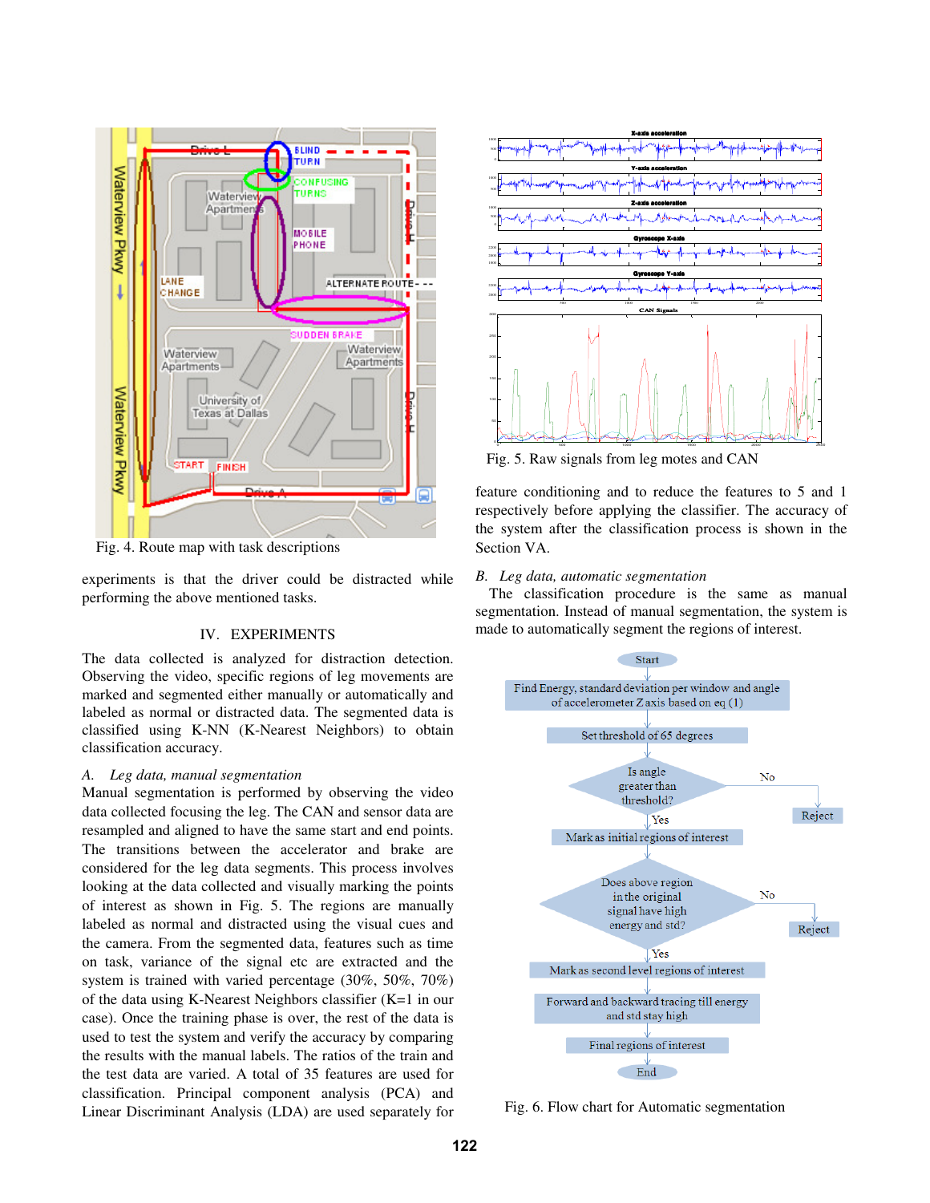Fig. 4. Route map with task descriptions

experiments is that the driver could be distracted while performing the above mentioned tasks.

## IV. EXPERIMENTS

The data collected is analyzed for distraction detection. Observing the video, specific regions of leg movements are marked and segmented either manually or automatically and labeled as normal or distracted data. The segmented data is classified using K-NN (K-Nearest Neighbors) to obtain classification accuracy.

### *A. Leg data, manual segmentation*

Manual segmentation is performed by observing the video data collected focusing the leg. The CAN and sensor data are resampled and aligned to have the same start and end points. The transitions between the accelerator and brake are considered for the leg data segments. This process involves looking at the data collected and visually marking the points of interest as shown in Fig. 5. The regions are manually labeled as normal and distracted using the visual cues and the camera. From the segmented data, features such as time on task, variance of the signal etc are extracted and the system is trained with varied percentage (30%, 50%, 70%) of the data using K-Nearest Neighbors classifier (K=1 in our case). Once the training phase is over, the rest of the data is used to test the system and verify the accuracy by comparing the results with the manual labels. The ratios of the train and the test data are varied. A total of 35 features are used for classification. Principal component analysis (PCA) and Linear Discriminant Analysis (LDA) are used separately for feature conditioning and to reduce the features to 5 and 1 respectively before applying the classifier. The accuracy of the system after the classification process is shown in the Section VA.

Fig. 5. Raw signals from leg motes and CAN

### *B. Leg data, automatic segmentation*

The classification procedure is the same as manual segmentation. Instead of manual segmentation, the system is made to automatically segment the regions of interest.

Fig. 6. Flow chart for Automatic segmentation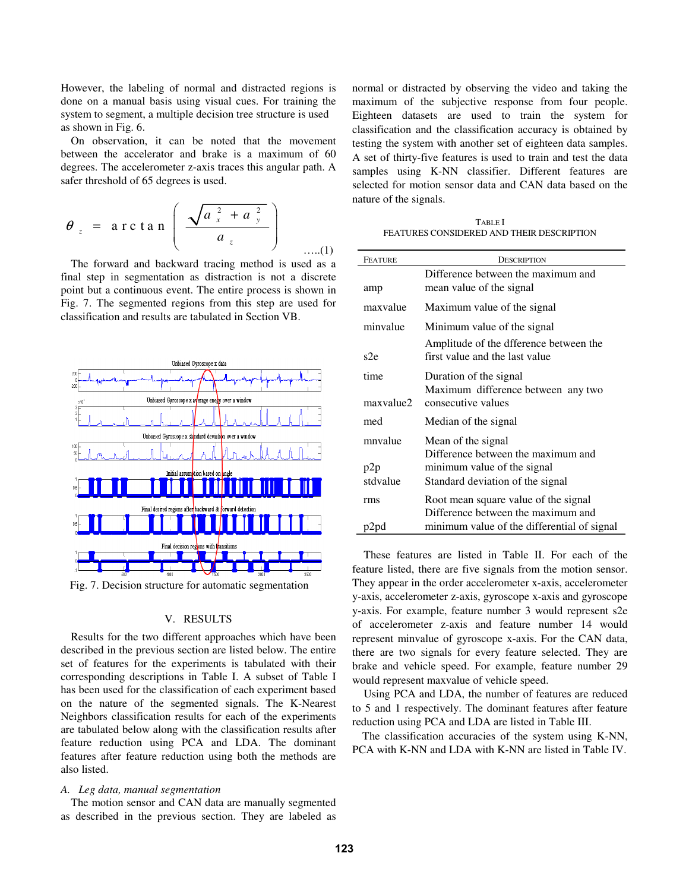However, the labeling of normal and distracted regions is done on a manual basis using visual cues. For training the system to segment, a multiple decision tree structure is used as shown in Fig. 6.

On observation, it can be noted that the movement between the accelerator and brake is a maximum of 60 degrees. The accelerometer z-axis traces this angular path. A safer threshold of 65 degrees is used.

$$\theta_z = \arctan\left(\frac{\sqrt{a_x^2 + a_y^2}}{a_z}\right) \quad \ldots..(1)$$

The forward and backward tracing method is used as a final step in segmentation as distraction is not a discrete point but a continuous event. The entire process is shown in Fig. 7. The segmented regions from this step are used for classification and results are tabulated in Section VB.

Fig. 7. Decision structure for automatic segmentation

## V. RESULTS

Results for the two different approaches which have been described in the previous section are listed below. The entire set of features for the experiments is tabulated with their corresponding descriptions in Table I. A subset of Table I has been used for the classification of each experiment based on the nature of the segmented signals. The K-Nearest Neighbors classification results for each of the experiments are tabulated below along with the classification results after feature reduction using PCA and LDA. The dominant features after feature reduction using both the methods are also listed.

### *A. Leg data, manual segmentation*

The motion sensor and CAN data are manually segmented as described in the previous section. They are labeled as normal or distracted by observing the video and taking the maximum of the subjective response from four people. Eighteen datasets are used to train the system for classification and the classification accuracy is obtained by testing the system with another set of eighteen data samples. A set of thirty-five features is used to train and test the data samples using K-NN classifier. Different features are selected for motion sensor data and CAN data based on the nature of the signals.

TABLE I
FEATURES CONSIDERED AND THEIR DESCRIPTION

| FEATURE | DESCRIPTION |
|---|---|
| amp | Difference between the maximum and mean value of the signal |
| maxvalue | Maximum value of the signal |
| minvalue | Minimum value of the signal |
| s2e | Amplitude of the dfference between the first value and the last value |
| time | Duration of the signal |
| maxvalue2 | Maximum difference between any two consecutive values |
| med | Median of the signal |
| mnvalue | Mean of the signal |
| p2p | Difference between the maximum and minimum value of the signal |
| stdvalue | Standard deviation of the signal |
| rms | Root mean square value of the signal |
| p2pd | Difference between the maximum and minimum value of the differential of signal |

These features are listed in Table II. For each of the feature listed, there are five signals from the motion sensor. They appear in the order accelerometer x-axis, accelerometer y-axis, accelerometer z-axis, gyroscope x-axis and gyroscope y-axis. For example, feature number 3 would represent s2e of accelerometer z-axis and feature number 14 would represent minvalue of gyroscope x-axis. For the CAN data, there are two signals for every feature selected. They are brake and vehicle speed. For example, feature number 29 would represent maxvalue of vehicle speed.

Using PCA and LDA, the number of features are reduced to 5 and 1 respectively. The dominant features after feature reduction using PCA and LDA are listed in Table III.

The classification accuracies of the system using K-NN, PCA with K-NN and LDA with K-NN are listed in Table IV.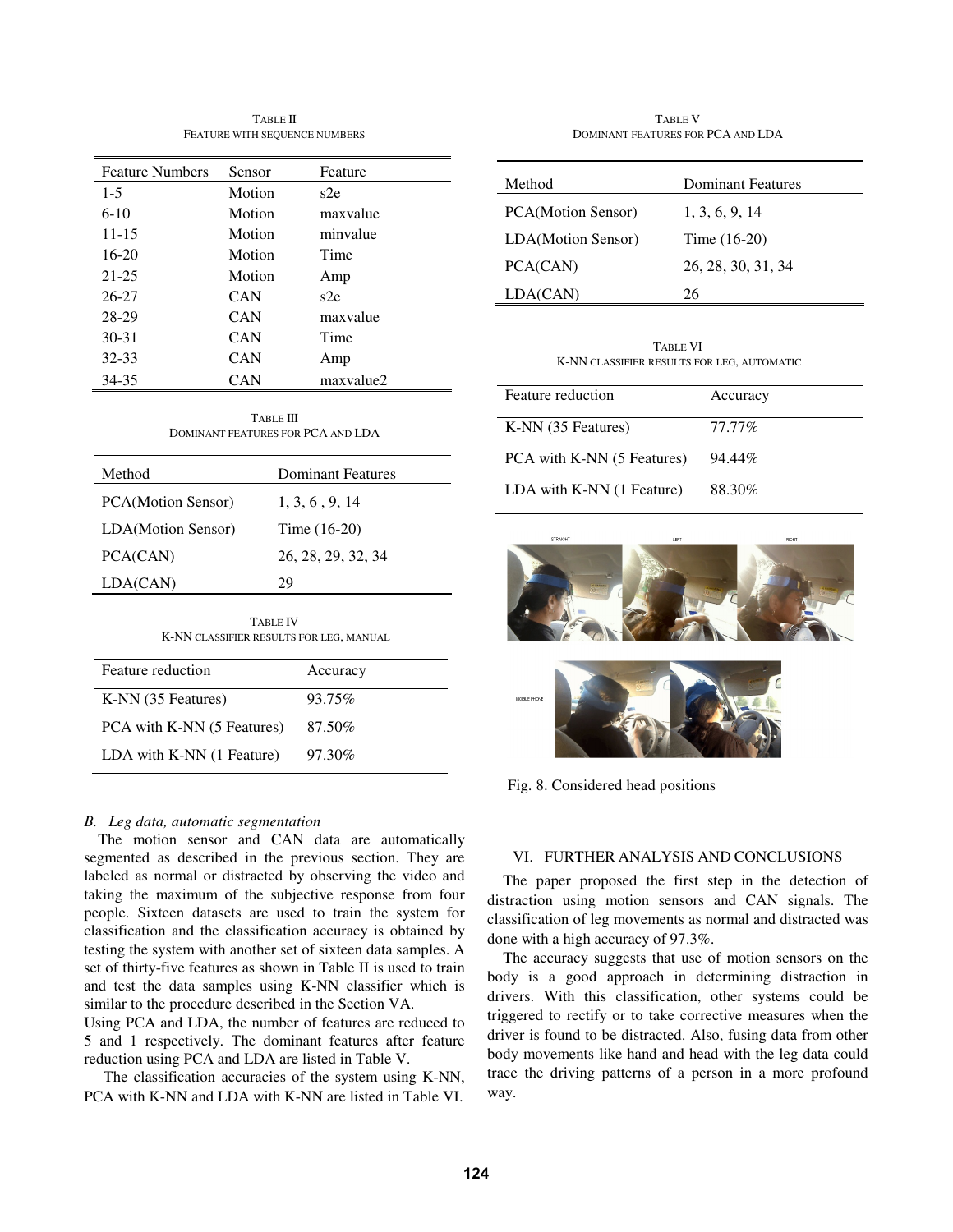TABLE II
FEATURE WITH SEQUENCE NUMBERS

| Feature Numbers | Sensor | Feature |
|---|---|---|
| 1-5 | Motion | s2e |
| 6-10 | Motion | maxvalue |
| 11-15 | Motion | minvalue |
| 16-20 | Motion | Time |
| 21-25 | Motion | Amp |
| 26-27 | CAN | s2e |
| 28-29 | CAN | maxvalue |
| 30-31 | CAN | Time |
| 32-33 | CAN | Amp |
| 34-35 | CAN | maxvalue2 |

TABLE III
DOMINANT FEATURES FOR PCA AND LDA

| Method | Dominant Features |
|---|---|
| PCA(Motion Sensor) | 1, 3, 6 , 9, 14 |
| LDA(Motion Sensor) | Time (16-20) |
| PCA(CAN) | 26, 28, 29, 32, 34 |
| LDA(CAN) | 29 |

TABLE IV
K-NN CLASSIFIER RESULTS FOR LEG, MANUAL

| Feature reduction | Accuracy |
|---|---|
| K-NN (35 Features) | 93.75% |
| PCA with K-NN (5 Features) | 87.50% |
| LDA with K-NN (1 Feature) | 97.30% |

### B. *Leg data, automatic segmentation*

The motion sensor and CAN data are automatically segmented as described in the previous section. They are labeled as normal or distracted by observing the video and taking the maximum of the subjective response from four people. Sixteen datasets are used to train the system for classification and the classification accuracy is obtained by testing the system with another set of sixteen data samples. A set of thirty-five features as shown in Table II is used to train and test the data samples using K-NN classifier which is similar to the procedure described in the Section VA.

Using PCA and LDA, the number of features are reduced to 5 and 1 respectively. The dominant features after feature reduction using PCA and LDA are listed in Table V.

The classification accuracies of the system using K-NN, PCA with K-NN and LDA with K-NN are listed in Table VI.

TABLE V
DOMINANT FEATURES FOR PCA AND LDA

| Method | Dominant Features |
|---|---|
| PCA(Motion Sensor) | 1, 3, 6, 9, 14 |
| LDA(Motion Sensor) | Time (16-20) |
| PCA(CAN) | 26, 28, 30, 31, 34 |
| LDA(CAN) | 26 |

TABLE VI
K-NN CLASSIFIER RESULTS FOR LEG, AUTOMATIC

| Feature reduction | Accuracy |
|---|---|
| K-NN (35 Features) | 77.77% |
| PCA with K-NN (5 Features) | 94.44% |
| LDA with K-NN (1 Feature) | 88.30% |

Fig. 8. Considered head positions

## VI. FURTHER ANALYSIS AND CONCLUSIONS

The paper proposed the first step in the detection of distraction using motion sensors and CAN signals. The classification of leg movements as normal and distracted was done with a high accuracy of 97.3%.

The accuracy suggests that use of motion sensors on the body is a good approach in determining distraction in drivers. With this classification, other systems could be triggered to rectify or to take corrective measures when the driver is found to be distracted. Also, fusing data from other body movements like hand and head with the leg data could trace the driving patterns of a person in a more profound way.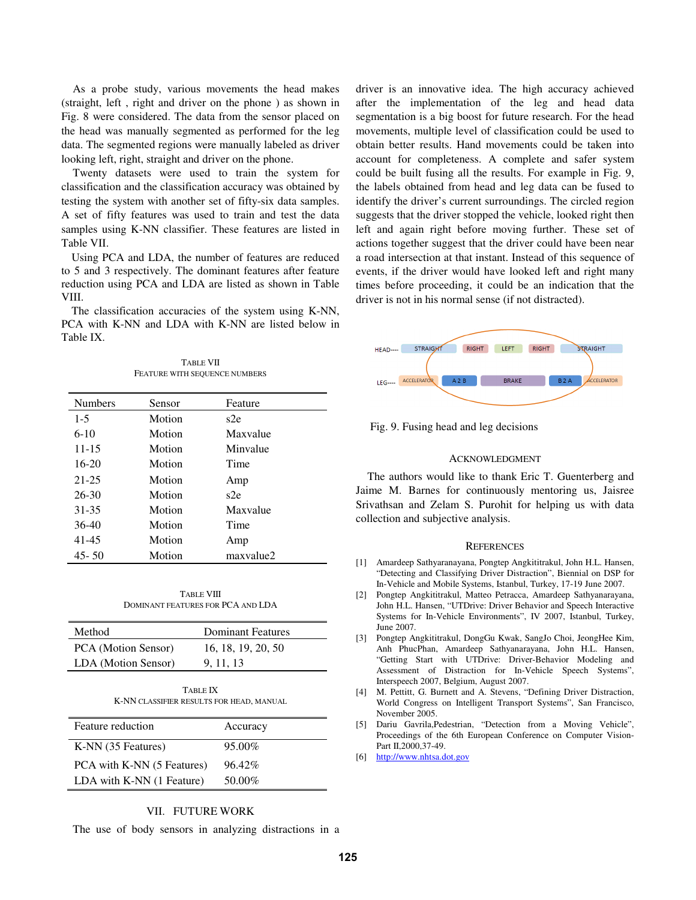As a probe study, various movements the head makes (straight, left , right and driver on the phone ) as shown in Fig. 8 were considered. The data from the sensor placed on the head was manually segmented as performed for the leg data. The segmented regions were manually labeled as driver looking left, right, straight and driver on the phone.

Twenty datasets were used to train the system for classification and the classification accuracy was obtained by testing the system with another set of fifty-six data samples. A set of fifty features was used to train and test the data samples using K-NN classifier. These features are listed in Table VII.

Using PCA and LDA, the number of features are reduced to 5 and 3 respectively. The dominant features after feature reduction using PCA and LDA are listed as shown in Table VIII.

The classification accuracies of the system using K-NN, PCA with K-NN and LDA with K-NN are listed below in Table IX.

TABLE VII
FEATURE WITH SEQUENCE NUMBERS

| Numbers | Sensor | Feature |
|---|---|---|
| 1-5 | Motion | s2e |
| 6-10 | Motion | Maxvalue |
| 11-15 | Motion | Minvalue |
| 16-20 | Motion | Time |
| 21-25 | Motion | Amp |
| 26-30 | Motion | s2e |
| 31-35 | Motion | Maxvalue |
| 36-40 | Motion | Time |
| 41-45 | Motion | Amp |
| 45- 50 | Motion | maxvalue2 |

TABLE VIII
DOMINANT FEATURES FOR PCA AND LDA

| Method | Dominant Features |
|---|---|
| PCA (Motion Sensor) | 16, 18, 19, 20, 50 |
| LDA (Motion Sensor) | 9, 11, 13 |

TABLE IX
K-NN CLASSIFIER RESULTS FOR HEAD, MANUAL

| Feature reduction | Accuracy |
|---|---|
| K-NN (35 Features) | 95.00% |
| PCA with K-NN (5 Features) | 96.42% |
| LDA with K-NN (1 Feature) | 50.00% |

## VII. FUTURE WORK

The use of body sensors in analyzing distractions in a driver is an innovative idea. The high accuracy achieved after the implementation of the leg and head data segmentation is a big boost for future research. For the head movements, multiple level of classification could be used to obtain better results. Hand movements could be taken into account for completeness. A complete and safer system could be built fusing all the results. For example in Fig. 9, the labels obtained from head and leg data can be fused to identify the driver's current surroundings. The circled region suggests that the driver stopped the vehicle, looked right then left and again right before moving further. These set of actions together suggest that the driver could have been near a road intersection at that instant. Instead of this sequence of events, if the driver would have looked left and right many times before proceeding, it could be an indication that the driver is not in his normal sense (if not distracted).

HEAD---- STRAIGHT RIGHT LEFT RIGHT STRAIGHT

LEG---- ACCELERATOR A 2 B BRAKE B 2 A ACCELERATOR

Fig. 9. Fusing head and leg decisions

## ACKNOWLEDGMENT

The authors would like to thank Eric T. Guenterberg and Jaime M. Barnes for continuously mentoring us, Jaisree Srivathsan and Zelam S. Purohit for helping us with data collection and subjective analysis.

## REFERENCES

[1] Amardeep Sathyaranayana, Pongtep Angkititrakul, John H.L. Hansen, "Detecting and Classifying Driver Distraction", Biennial on DSP for In-Vehicle and Mobile Systems, Istanbul, Turkey, 17-19 June 2007.

[2] Pongtep Angkititrakul, Matteo Petracca, Amardeep Sathyanarayana, John H.L. Hansen, "UTDrive: Driver Behavior and Speech Interactive Systems for In-Vehicle Environments", IV 2007, Istanbul, Turkey, June 2007.

[3] Pongtep Angkititrakul, DongGu Kwak, SangJo Choi, JeongHee Kim, Anh PhucPhan, Amardeep Sathyanarayana, John H.L. Hansen, "Getting Start with UTDrive: Driver-Behavior Modeling and Assessment of Distraction for In-Vehicle Speech Systems", Interspeech 2007, Belgium, August 2007.

[4] M. Pettitt, G. Burnett and A. Stevens, "Defining Driver Distraction, World Congress on Intelligent Transport Systems", San Francisco, November 2005.

[5] Dariu Gavrila,Pedestrian, "Detection from a Moving Vehicle", Proceedings of the 6th European Conference on Computer Vision-Part II,2000,37-49.

[6] http://www.nhtsa.dot.gov